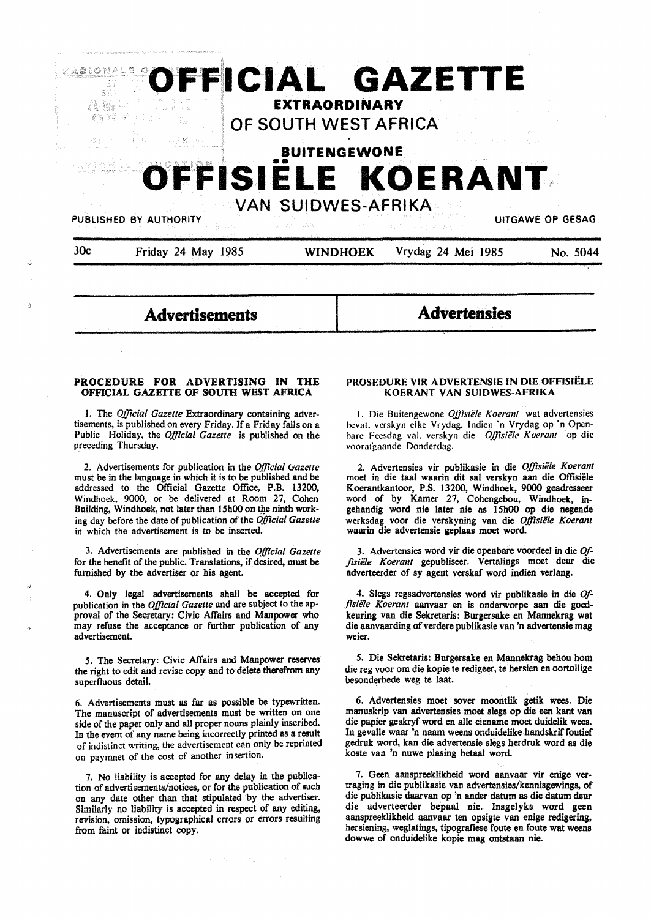# OFFICIAL GAZETTE

## EXTRAORDINARY

## OF SOUTH WEST AFRICA

## BUITENGEWONE

# OFFISIËLE KOERANT

## VAN SUIDWES-AFRIKA

PUBLISHED BY AUTHORITY | UITGAWE OP GESAG

30c | Friday 24 May 1985 | WINDHOEK | Vrydag 24 Mei 1985 | No. 5044

## Advertisements

## Advertensies

### PROCEDURE FOR ADVERTISING IN THE OFFICIAL GAZETTE OF SOUTH WEST AFRICA

1. The *Official Gazette* Extraordinary containing advertisements, is published on every Friday. If a Friday falls on a Public Holiday, the *Official Gazette* is published on the preceding Thursday.

2. Advertisements for publication in the *Official Gazette* must be in the language in which it is to be published and be addressed to the Official Gazette Office, P.B. 13200, Windhoek, 9000, or be delivered at Room 27, Cohen Building, Windhoek, not later than 15h00 on the ninth working day before the date of publication of the *Official Gazette* in which the advertisement is to be inserted.

3. Advertisements are published in the *Official Gazette* for the benefit of the public. Translations, if desired, must be furnished by the advertiser or his agent.

4. Only legal advertisements shall be accepted for publication in the *Official Gazette* and are subject to the approval of the Secretary: Civic Affairs and Manpower who may refuse the acceptance or further publication of any advertisement.

5. The Secretary: Civic Affairs and Manpower reserves the right to edit and revise copy and to delete therefrom any superfluous detail.

6. Advertisements must as far as possible be typewritten. The manuscript of advertisements must be written on one side of the paper only and all proper nouns plainly inscribed. In the event of any name being incorrectly printed as a result of indistinct writing, the advertisement can only be reprinted on paymnet of the cost of another insertion.

7. No liability is accepted for any delay in the publication of advertisements/notices, or for the publication of such on any date other than that stipulated by the advertiser. Similarly no liability is accepted in respect of any editing, revision, omission, typographical errors or errors resulting from faint or indistinct copy.

### PROSEDURE VIR ADVERTENSIE IN DIE OFFISIËLE KOERANT VAN SUIDWES-AFRIKA

1. Die Buitengewone *Offisiële Koerant* wat advertensies bevat, verskyn elke Vrydag. Indien 'n Vrydag op 'n Openbare Feesdag val, verskyn die *Offisiële Koerant* op die voorafgaande Donderdag.

2. Advertensies vir publikasie in die *Offisiële Koerant* moet in die taal waarin dit sal verskyn aan die Offisiële Koerantkantoor, P.S. 13200, Windhoek, 9000 geadresseer word of by Kamer 27, Cohengebou, Windhoek, ingehandig word nie later nie as 15h00 op die negende werksdag voor die verskyning van die *Offisiële Koerant* waarin die advertensie geplaas moet word.

3. Advertensies word vir die openbare voordeel in die *Offisiële Koerant* gepubliseer. Vertalings moet deur die adverteerder of sy agent verskaf word indien verlang.

4. Slegs regsadvertensies word vir publikasie in die *Offisiële Koerant* aanvaar en is onderworpe aan die goedkeuring van die Sekretaris: Burgersake en Mannekrag wat die aanvaarding of verdere publikasie van 'n advertensie mag weier.

5. Die Sekretaris: Burgersake en Mannekrag behou hom die reg voor om die kopie te redigeer, te hersien en oortollige besonderhede weg te laat.

6. Advertensies moet sover moontlik getik wees. Die manuskrip van advertensies moet slegs op die een kant van die papier geskryf word en alle eiename moet duidelik wees. In gevalle waar 'n naam weens onduidelike handskrif foutief gedruk word, kan die advertensie slegs herdruk word as die koste van 'n nuwe plasing betaal word.

7. Geen aanspreeklikheid word aanvaar vir enige vertraging in die publikasie van advertensies/kennisgewings, of die publikasie daarvan op 'n ander datum as die datum deur die adverteerder bepaal nie. Insgelyks word geen aanspreeklikheid aanvaar ten opsigte van enige redigering, hersiening, weglatings, tipografiese foute en foute wat weens dowwe of onduidelike kopie mag ontstaan nie.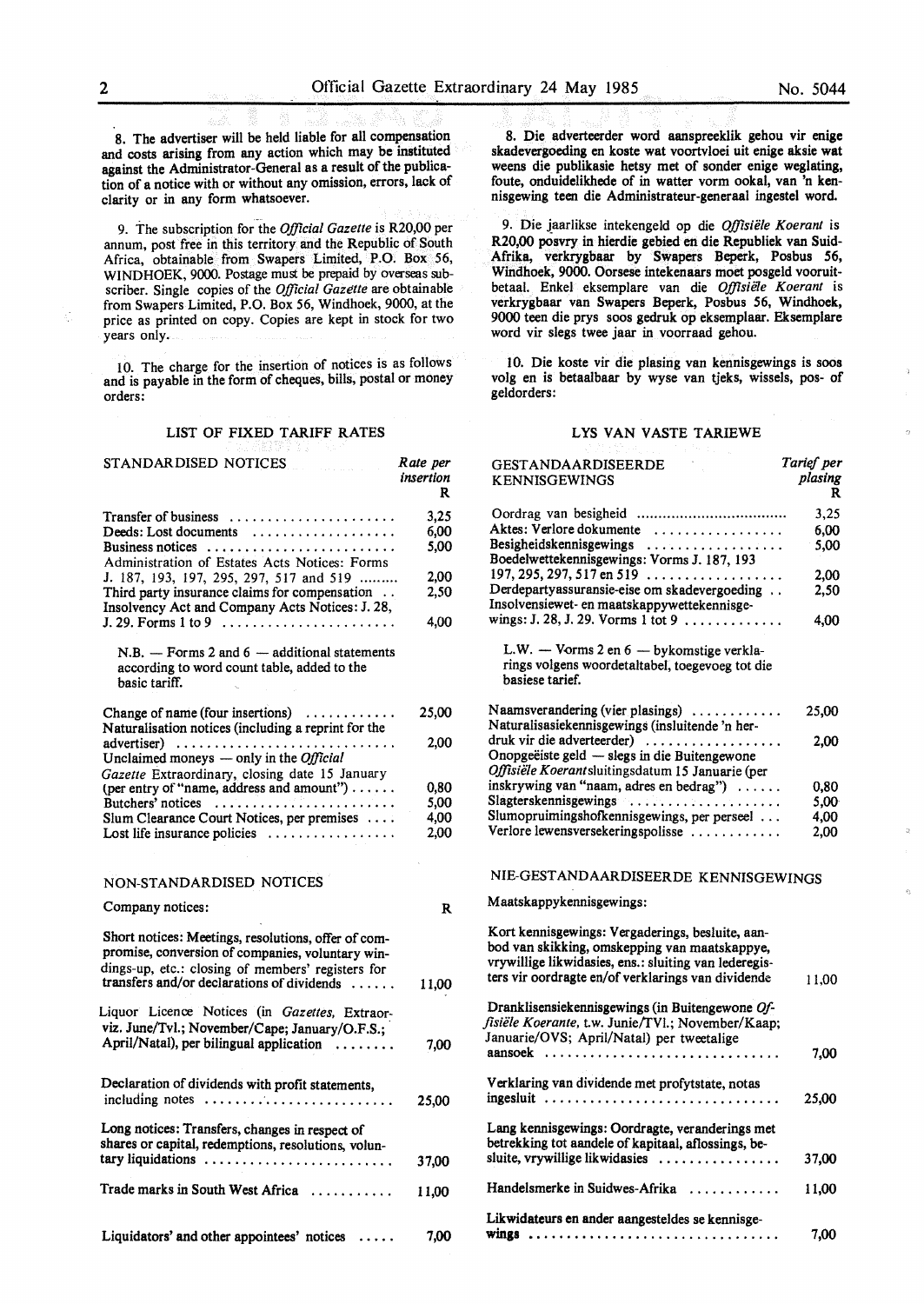8. The advertiser will be held liable for all compensation and costs arising from any action which may be instituted against the Administrator-General as a result of the publication of a notice with or without any omission, errors, lack of clarity or in any form whatsoever.

9. The subscription for the *Official Gazette* is R20,00 per annum, post free in this territory and the Republic of South Africa, obtainable from Swapers Limited, P.O. Box 56, WINDHOEK, 9000. Postage must be prepaid by overseas subscriber. Single copies of the *Official Gazette* are obtainable from Swapers Limited, P.O. Box 56, Windhoek, 9000, at the price as printed on copy. Copies are kept in stock for two years only.

10. The charge for the insertion of notices is as follows and is payable in the form of cheques, bills, postal or money orders:

## LIST OF FIXED TARIFF RATES

| STANDARDISED NOTICES | *Rate per insertion* R |
|---|---|
| Transfer of business | 3,25 |
| Deeds: Lost documents | 6,00 |
| Business notices | 5,00 |
| Administration of Estates Acts Notices: Forms J. 187, 193, 197, 295, 297, 517 and 519 | 2,00 |
| Third party insurance claims for compensation | 2,50 |
| Insolvency Act and Company Acts Notices: J. 28, J. 29. Forms 1 to 9 | 4,00 |

N.B. — Forms 2 and 6 — additional statements according to word count table, added to the basic tariff.

| | |
|---|---|
| Change of name (four insertions) | 25,00 |
| Naturalisation notices (including a reprint for the advertiser) | 2,00 |
| Unclaimed moneys — only in the *Official Gazette* Extraordinary, closing date 15 January (per entry of "name, address and amount") | 0,80 |
| Butchers' notices | 5,00 |
| Slum Clearance Court Notices, per premises | 4,00 |
| Lost life insurance policies | 2,00 |

NON-STANDARDISED NOTICES

| Company notices: | R |
|---|---|
| Short notices: Meetings, resolutions, offer of compromise, conversion of companies, voluntary windings-up, etc.: closing of members' registers for transfers and/or declarations of dividends | 11,00 |
| Liquor Licence Notices (in *Gazettes*, Extraor- viz. June/Tvl.; November/Cape; January/O.F.S.; April/Natal), per bilingual application | 7,00 |
| Declaration of dividends with profit statements, including notes | 25,00 |
| Long notices: Transfers, changes in respect of shares or capital, redemptions, resolutions, voluntary liquidations | 37,00 |
| Trade marks in South West Africa | 11,00 |
| Liquidators' and other appointees' notices | 7,00 |

8. Die adverteerder word aanspreeklik gehou vir enige skadevergoeding en koste wat voortvloei uit enige aksie wat weens die publikasie hetsy met of sonder enige weglating, foute, onduidelikhede of in watter vorm ookal, van 'n kennisgewing teen die Administrateur-generaal ingestel word.

9. Die jaarlikse intekengeld op die *Offisiële Koerant* is R20,00 posvry in hierdie gebied en die Republiek van Suid-Afrika, verkrygbaar by Swapers Beperk, Posbus 56, Windhoek, 9000. Oorsese intekenaars moet posgeld vooruitbetaal. Enkel eksemplare van die *Offisiële Koerant* is verkrygbaar van Swapers Beperk, Posbus 56, Windhoek, 9000 teen die prys soos gedruk op eksemplaar. Eksemplare word vir slegs twee jaar in voorraad gehou.

10. Die koste vir die plasing van kennisgewings is soos volg en is betaalbaar by wyse van tjeks, wissels, pos- of geldorders:

## LYS VAN VASTE TARIEWE

| GESTANDAARDISEERDE KENNISGEWINGS | *Tarief per plasing* R |
|---|---|
| Oordrag van besigheid | 3,25 |
| Aktes: Verlore dokumente | 6,00 |
| Besigheidskennisgewings | 5,00 |
| Boedelwettekennisgewings: Vorms J. 187, 193 197, 295, 297, 517 en 519 | 2,00 |
| Derdepartyassuransie-eise om skadevergoeding | 2,50 |
| Insolvensiewet- en maatskappywettekennisgewings: J. 28, J. 29. Vorms 1 tot 9 | 4,00 |

L.W. — Vorms 2 en 6 — bykomstige verklarings volgens woordetaltabel, toegevoeg tot die basiese tarief.

| | |
|---|---|
| Naamsverandering (vier plasings) | 25,00 |
| Naturalisasiekennisgewings (insluitende 'n herdruk vir die adverteerder) | 2,00 |
| Onopgeëiste geld — slegs in die Buitengewone *Offisiële Koerant* sluitingsdatum 15 Januarie (per inskrywing van "naam, adres en bedrag") | 0,80 |
| Slagterskennisgewings | 5,00 |
| Slumopruimingshofkennisgewings, per perseel | 4,00 |
| Verlore lewensversekeringspolisse | 2,00 |

NIE-GESTANDAARDISEERDE KENNISGEWINGS

| Maatskappykennisgewings: | |
|---|---|
| Kort kennisgewings: Vergaderings, besluite, aanbod van skikking, omskepping van maatskappye, vrywillige likwidasies, ens.: sluiting van lederegisters vir oordragte en/of verklarings van dividende | 11,00 |
| Dranklisensiekennisgewings (in Buitengewone *Offisiële Koerante*, t.w. Junie/TVl.; November/Kaap; Januarie/OVS; April/Natal) per tweetalige aansoek | 7,00 |
| Verklaring van dividende met profytstate, notas ingesluit | 25,00 |
| Lang kennisgewings: Oordragte, veranderings met betrekking tot aandele of kapitaal, aflossings, besluite, vrywillige likwidasies | 37,00 |
| Handelsmerke in Suidwes-Afrika | 11,00 |
| Likwidateurs en ander aangesteldes se kennisgewings | 7,00 |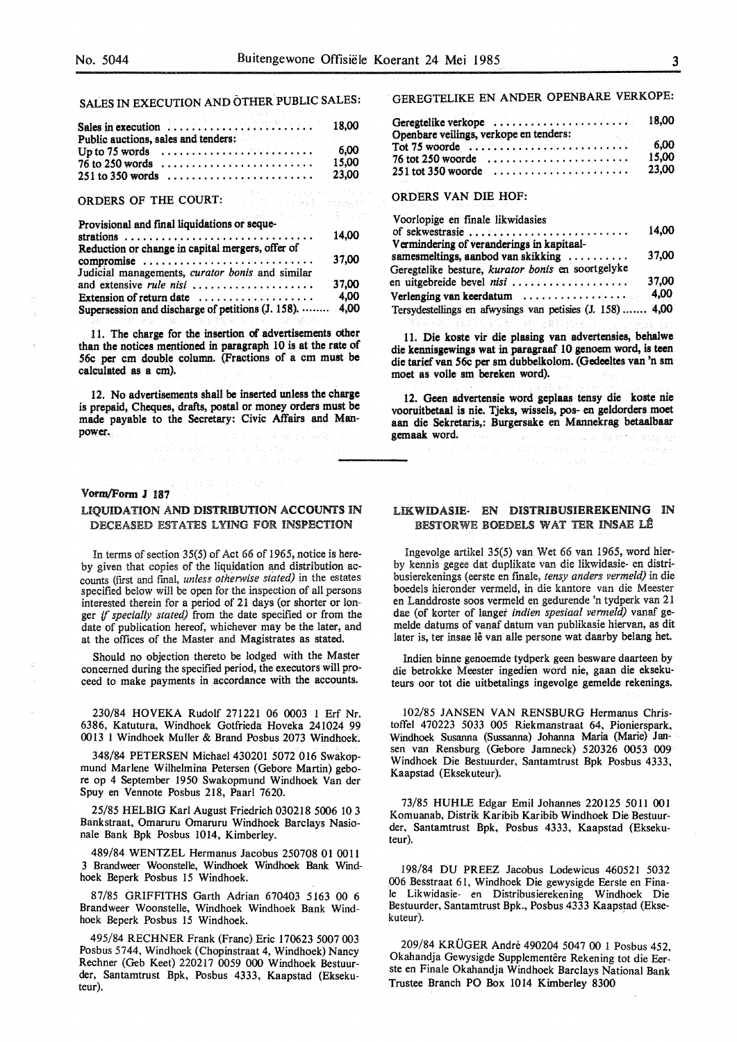SALES IN EXECUTION AND OTHER PUBLIC SALES:

| | |
|---|---|
| Sales in execution | 18,00 |
| Public auctions, sales and tenders: | |
| Up to 75 words | 6,00 |
| 76 to 250 words | 15,00 |
| 251 to 350 words | 23,00 |

ORDERS OF THE COURT:

| | |
|---|---|
| Provisional and final liquidations or sequestrations | 14,00 |
| Reduction or change in capital mergers, offer of compromise | 37,00 |
| Judicial managements, *curator bonis* and similar and extensive *rule nisi* | 37,00 |
| Extension of return date | 4,00 |
| Supersession and discharge of petitions (J. 158). | 4,00 |

11. The charge for the insertion of advertisements other than the notices mentioned in paragraph 10 is at the rate of 56c per cm double column. (Fractions of a cm must be calculated as a cm).

12. No advertisements shall be inserted unless the charge is prepaid, Cheques, drafts, postal or money orders must be made payable to the Secretary: Civic Affairs and Manpower.

GEREGTELIKE EN ANDER OPENBARE VERKOPE:

| | |
|---|---|
| Geregtelike verkope | 18,00 |
| Openbare veilings, verkope en tenders: | |
| Tot 75 woorde | 6,00 |
| 76 tot 250 woorde | 15,00 |
| 251 tot 350 woorde | 23,00 |

ORDERS VAN DIE HOF:

| | |
|---|---|
| Voorlopige en finale likwidasies of sekwestrasie | 14,00 |
| Vermindering of veranderings in kapitaalsamesmeltings, aanbod van skikking | 37,00 |
| Geregtelike besture, *kurator bonis* en soortgelyke en uitgebreide bevel *nisi* | 37,00 |
| Verlenging van keerdatum | 4,00 |
| Tersydestellings en afwysings van petisies (J. 158) | 4,00 |

11. Die koste vir die plasing van advertensies, behalwe die kennisgewings wat in paragraaf 10 genoem word, is teen die tarief van 56c per sm dubbelkolom. (Gedeeltes van 'n sm moet as volle sm bereken word).

12. Geen advertensie word geplaas tensy die koste nie vooruitbetaal is nie. Tjeks, wissels, pos- en geldorders moet aan die Sekretaris,: Burgersake en Mannekrag betaalbaar gemaak word.

**Vorm/Form J 187**

## LIQUIDATION AND DISTRIBUTION ACCOUNTS IN DECEASED ESTATES LYING FOR INSPECTION

In terms of section 35(5) of Act 66 of 1965, notice is hereby given that copies of the liquidation and distribution accounts (first and final, *unless otherwise stated)* in the estates specified below will be open for the inspection of all persons interested therein for a period of 21 days (or shorter or longer *if specially stated)* from the date specified or from the date of publication hereof, whichever may be the later, and at the offices of the Master and Magistrates as stated.

Should no objection thereto be lodged with the Master concerned during the specified period, the executors will proceed to make payments in accordance with the accounts.

230/84 HOVEKA Rudolf 271221 06 0003 1 Erf Nr. 6386, Katutura, Windhoek Gotfrieda Hoveka 241024 99 0013 1 Windhoek Muller & Brand Posbus 2073 Windhoek.

348/84 PETERSEN Michael 430201 5072 016 Swakopmund Marlene Wilhelmina Petersen (Gebore Martin) gebore op 4 September 1950 Swakopmund Windhoek Van der Spuy en Vennote Posbus 218, Paarl 7620.

25/85 HELBIG Karl August Friedrich 030218 5006 10 3 Bankstraat, Omaruru Omaruru Windhoek Barclays Nasionale Bank Bpk Posbus 1014, Kimberley.

489/84 WENTZEL Hermanus Jacobus 250708 01 0011 3 Brandweer Woonstelle, Windhoek Windhoek Bank Windhoek Beperk Posbus 15 Windhoek.

87/85 GRIFFITHS Garth Adrian 670403 5163 00 6 Brandweer Woonstelle, Windhoek Windhoek Bank Windhoek Beperk Posbus 15 Windhoek.

495/84 RECHNER Frank (Franc) Eric 170623 5007 003 Posbus 5744, Windhoek (Chopinstraat 4, Windhoek) Nancy Rechner (Geb Keet) 220217 0059 000 Windhoek Bestuurder, Santamtrust Bpk, Posbus 4333, Kaapstad (Eksekuteur).

## LIKWIDASIE- EN DISTRIBUSIEREKENING IN BESTORWE BOEDELS WAT TER INSAE LÊ

Ingevolge artikel 35(5) van Wet 66 van 1965, word hierby kennis gegee dat duplikate van die likwidasie- en distribusierekenings (eerste en finale, *tensy anders vermeld)* in die boedels hieronder vermeld, in die kantore van die Meester en Landdroste soos vermeld en gedurende 'n tydperk van 21 dae (of korter of langer *indien spesiaal vermeld)* vanaf gemelde datums of vanaf datum van publikasie hiervan, as dit later is, ter insae lê van alle persone wat daarby belang het.

Indien binne genoemde tydperk geen besware daarteen by die betrokke Meester ingedien word nie, gaan die eksekuteurs oor tot die uitbetalings ingevolge gemelde rekenings.

102/85 JANSEN VAN RENSBURG Hermanus Christoffel 470223 5033 005 Riekmanstraat 64, Pionierspark, Windhoek Susanna (Sussanna) Johanna Maria (Marie) Jansen van Rensburg (Gebore Jamneck) 520326 0053 009 Windhoek Die Bestuurder, Santamtrust Bpk Posbus 4333, Kaapstad (Eksekuteur).

73/85 HUHLE Edgar Emil Johannes 220125 5011 001 Komuanab, Distrik Karibib Karibib Windhoek Die Bestuurder, Santamtrust Bpk, Posbus 4333, Kaapstad (Eksekuteur).

198/84 DU PREEZ Jacobus Lodewicus 460521 5032 006 Besstraat 61, Windhoek Die gewysigde Eerste en Finale Likwidasie- en Distribusierekening Windhoek Die Bestuurder, Santamtrust Bpk., Posbus 4333 Kaapstad (Eksekuteur).

209/84 KRÜGER André 490204 5047 00 1 Posbus 452, Okahandja Gewysigde Supplementêre Rekening tot die Eerste en Finale Okahandja Windhoek Barclays National Bank Trustee Branch PO Box 1014 Kimberley 8300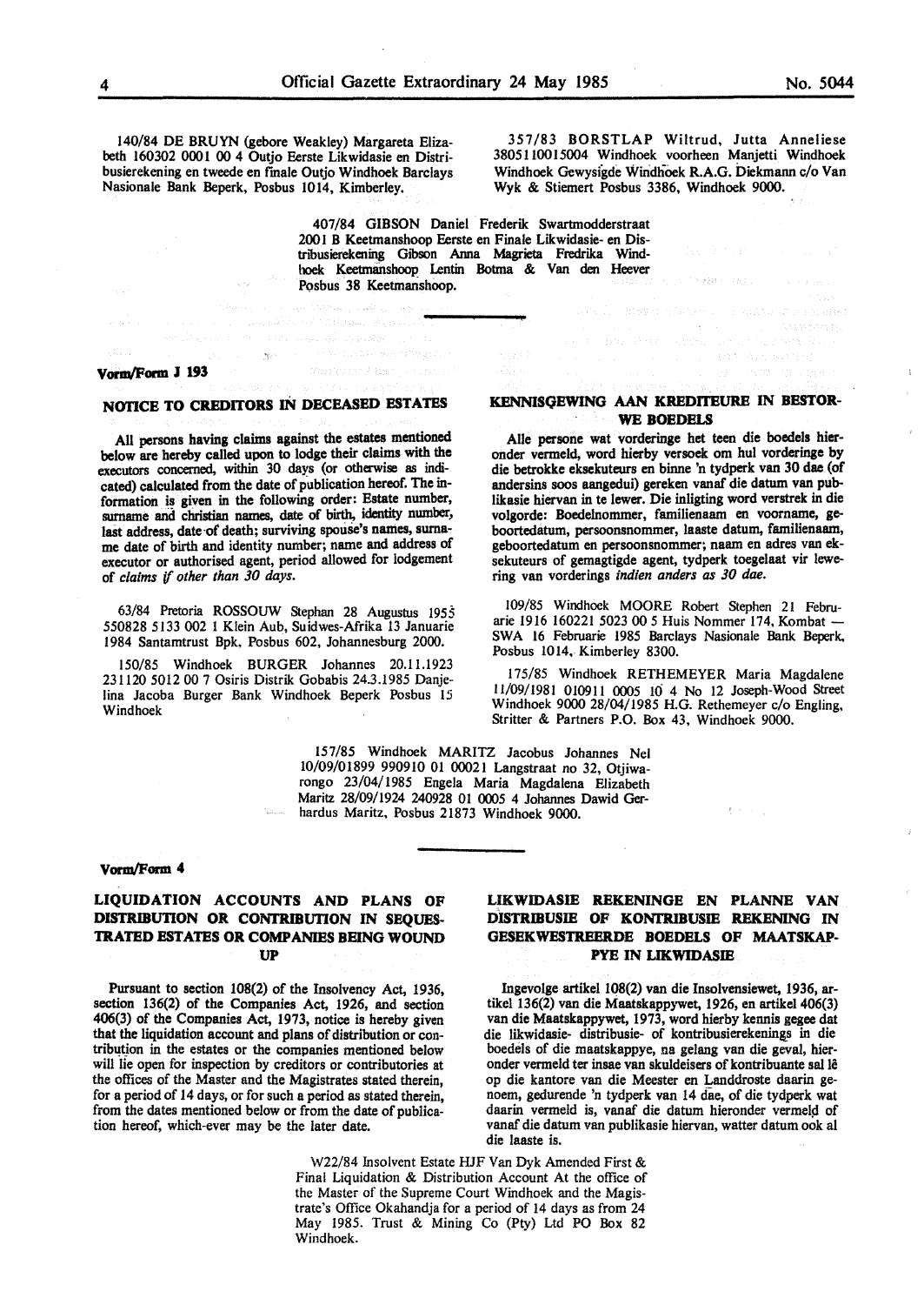140/84 DE BRUYN (gebore Weakley) Margareta Elizabeth 160302 0001 00 4 Outjo Eerste Likwidasie en Distribusierekening en tweede en finale Outjo Windhoek Barclays Nasionale Bank Beperk, Posbus 1014, Kimberley.

357/83 BORSTLAP Wiltrud, Jutta Anneliese 3805110015004 Windhoek voorheen Manjetti Windhoek Windhoek Gewysigde Windhoek R.A.G. Diekmann c/o Van Wyk & Stiemert Posbus 3386, Windhoek 9000.

407/84 GIBSON Daniel Frederik Swartmodderstraat 2001 B Keetmanshoop Eerste en Finale Likwidasie- en Distribusierekening Gibson Anna Magrieta Fredrika Windhoek Keetmanshoop Lentin Botma & Van den Heever Posbus 38 Keetmanshoop.

**Vorm/Form J 193**

## NOTICE TO CREDITORS IN DECEASED ESTATES

All persons having claims against the estates mentioned below are hereby called upon to lodge their claims with the executors concerned, within 30 days (or otherwise as indicated) calculated from the date of publication hereof. The information is given in the following order: Estate number, surname and christian names, date of birth, identity number, last address, date of death; surviving spouse's names, surname date of birth and identity number; name and address of executor or authorised agent, period allowed for lodgement of *claims if other than 30 days.*

63/84 Pretoria ROSSOUW Stephan 28 Augustus 1955 550828 5133 002 1 Klein Aub, Suidwes-Afrika 13 Januarie 1984 Santamtrust Bpk, Posbus 602, Johannesburg 2000.

150/85 Windhoek BURGER Johannes 20.11.1923 231120 5012 00 7 Osiris Distrik Gobabis 24.3.1985 Danjelina Jacoba Burger Bank Windhoek Beperk Posbus 15 Windhoek

## KENNISGEWING AAN KREDITEURE IN BESTORWE BOEDELS

Alle persone wat vorderinge het teen die boedels hieronder vermeld, word hierby versoek om hul vorderinge by die betrokke eksekuteurs en binne 'n tydperk van 30 dae (of andersins soos aangedui) gereken vanaf die datum van publikasie hiervan in te lewer. Die inligting word verstrek in die volgorde: Boedelnommer, familienaam en voorname, geboortedatum, persoonsnommer, laaste datum, familienaam, geboortedatum en persoonsnommer; naam en adres van eksekuteurs of gemagtigde agent, tydperk toegelaat vir lewering van vorderings *indien anders as 30 dae.*

109/85 Windhoek MOORE Robert Stephen 21 Februarie 1916 160221 5023 00 5 Huis Nommer 174, Kombat — SWA 16 Februarie 1985 Barclays Nasionale Bank Beperk, Posbus 1014, Kimberley 8300.

175/85 Windhoek RETHEMEYER Maria Magdalene 11/09/1981 010911 0005 10 4 No 12 Joseph-Wood Street Windhoek 9000 28/04/1985 H.G. Rethemeyer c/o Engling, Stritter & Partners P.O. Box 43, Windhoek 9000.

157/85 Windhoek MARITZ Jacobus Johannes Nel 10/09/01899 990910 01 00021 Langstraat no 32, Otjiwarongo 23/04/1985 Engela Maria Magdalena Elizabeth Maritz 28/09/1924 240928 01 0005 4 Johannes Dawid Gerhardus Maritz, Posbus 21873 Windhoek 9000.

**Vorm/Form 4**

## LIQUIDATION ACCOUNTS AND PLANS OF DISTRIBUTION OR CONTRIBUTION IN SEQUESTRATED ESTATES OR COMPANIES BEING WOUND UP

Pursuant to section 108(2) of the Insolvency Act, 1936, section 136(2) of the Companies Act, 1926, and section 406(3) of the Companies Act, 1973, notice is hereby given that the liquidation account and plans of distribution or contribution in the estates or the companies mentioned below will lie open for inspection by creditors or contributories at the offices of the Master and the Magistrates stated therein, for a period of 14 days, or for such a period as stated therein, from the dates mentioned below or from the date of publication hereof, which-ever may be the later date.

## LIKWIDASIE REKENINGE EN PLANNE VAN DISTRIBUSIE OF KONTRIBUSIE REKENING IN GESEKWESTREERDE BOEDELS OF MAATSKAPPYE IN LIKWIDASIE

Ingevolge artikel 108(2) van die Insolvensiewet, 1936, artikel 136(2) van die Maatskappywet, 1926, en artikel 406(3) van die Maatskappywet, 1973, word hierby kennis gegee dat die likwidasie- distribusie- of kontribusierekenings in die boedels of die maatskappye, na gelang van die geval, hieronder vermeld ter insae van skuldeisers of kontribuante sal lê op die kantore van die Meester en Landdroste daarin genoem, gedurende 'n tydperk van 14 dae, of die tydperk wat daarin vermeld is, vanaf die datum hieronder vermeld of vanaf die datum van publikasie hiervan, watter datum ook al die laaste is.

W22/84 Insolvent Estate HJF Van Dyk Amended First & Final Liquidation & Distribution Account At the office of the Master of the Supreme Court Windhoek and the Magistrate's Office Okahandja for a period of 14 days as from 24 May 1985. Trust & Mining Co (Pty) Ltd PO Box 82 Windhoek.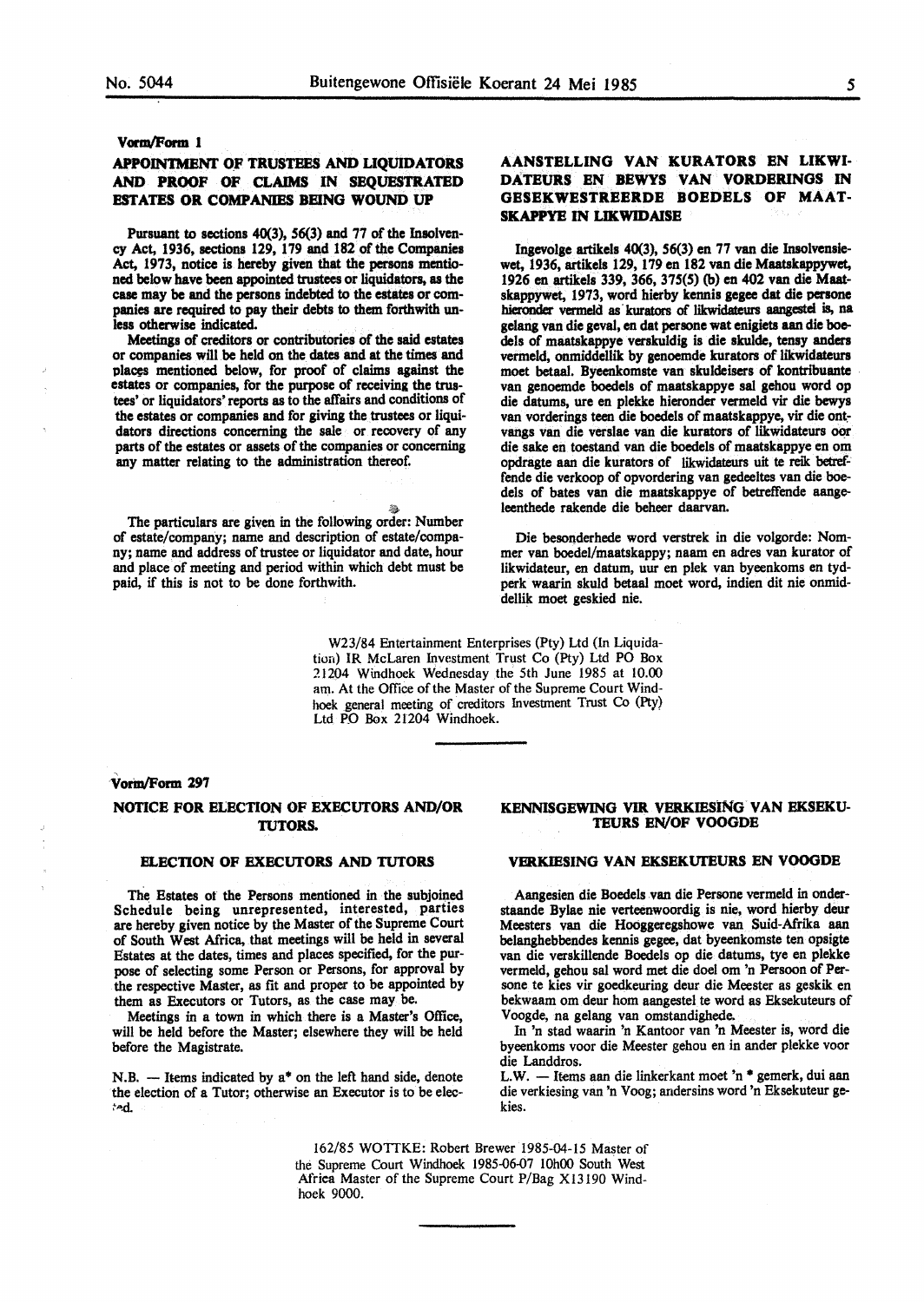**Vorm/Form 1**

## APPOINTMENT OF TRUSTEES AND LIQUIDATORS AND PROOF OF CLAIMS IN SEQUESTRATED ESTATES OR COMPANIES BEING WOUND UP

Pursuant to sections 40(3), 56(3) and 77 of the Insolvency Act, 1936, sections 129, 179 and 182 of the Companies Act, 1973, notice is hereby given that the persons mentioned below have been appointed trustees or liquidators, as the case may be and the persons indebted to the estates or companies are required to pay their debts to them forthwith unless otherwise indicated.

Meetings of creditors or contributories of the said estates or companies will be held on the dates and at the times and places mentioned below, for proof of claims against the estates or companies, for the purpose of receiving the trustees' or liquidators' reports as to the affairs and conditions of the estates or companies and for giving the trustees or liquidators directions concerning the sale or recovery of any parts of the estates or assets of the companies or concerning any matter relating to the administration thereof.

The particulars are given in the following order: Number of estate/company; name and description of estate/company; name and address of trustee or liquidator and date, hour and place of meeting and period within which debt must be paid, if this is not to be done forthwith.

## AANSTELLING VAN KURATORS EN LIKWIDATEURS EN BEWYS VAN VORDERINGS IN GESEKWESTREERDE BOEDELS OF MAATSKAPPYE IN LIKWIDASIE

Ingevolge artikels 40(3), 56(3) en 77 van die Insolvensiewet, 1936, artikels 129, 179 en 182 van die Maatskappywet, 1926 en artikels 339, 366, 375(5) (b) en 402 van die Maatskappywet, 1973, word hierby kennis gegee dat die persone hieronder vermeld as kurators of likwidateurs aangestel is, na gelang van die geval, en dat persone wat enigiets aan die boedels of maatskappye verskuldig is die skulde, tensy anders vermeld, onmiddellik by genoemde kurators of likwidateurs moet betaal. Byeenkomste van skuldeisers of kontribuante van genoemde boedels of maatskappye sal gehou word op die datums, ure en plekke hieronder vermeld vir die bewys van vorderings teen die boedels of maatskappye, vir die ontvangs van die verslae van die kurators of likwidateurs oor die sake en toestand van die boedels of maatskappye en om opdragte aan die kurators of likwidateurs uit te reik betreffende die verkoop of opvordering van gedeeltes van die boedels of bates van die maatskappye of betreffende aangeleenthede rakende die beheer daarvan.

Die besonderhede word verstrek in die volgorde: Nommer van boedel/maatskappy; naam en adres van kurator of likwidateur, en datum, uur en plek van byeenkoms en tydperk waarin skuld betaal moet word, indien dit nie onmiddellik moet geskied nie.

W23/84 Entertainment Enterprises (Pty) Ltd (In Liquidation) IR McLaren Investment Trust Co (Pty) Ltd PO Box 21204 Windhoek Wednesday the 5th June 1985 at 10.00 am. At the Office of the Master of the Supreme Court Windhoek general meeting of creditors Investment Trust Co (Pty) Ltd PO Box 21204 Windhoek.

---

**Vorm/Form 297**

## NOTICE FOR ELECTION OF EXECUTORS AND/OR TUTORS.

### ELECTION OF EXECUTORS AND TUTORS

The Estates of the Persons mentioned in the subjoined Schedule being unrepresented, interested, parties are hereby given notice by the Master of the Supreme Court of South West Africa, that meetings will be held in several Estates at the dates, times and places specified, for the purpose of selecting some Person or Persons, for approval by the respective Master, as fit and proper to be appointed by them as Executors or Tutors, as the case may be.

Meetings in a town in which there is a Master's Office, will be held before the Master; elsewhere they will be held before the Magistrate.

N.B. — Items indicated by a* on the left hand side, denote the election of a Tutor; otherwise an Executor is to be elected.

## KENNISGEWING VIR VERKIESING VAN EKSEKUTEURS EN/OF VOOGDE

### VERKIESING VAN EKSEKUTEURS EN VOOGDE

Aangesien die Boedels van die Persone vermeld in onderstaande Bylae nie verteenwoordig is nie, word hierby deur Meesters van die Hooggeregshowe van Suid-Afrika aan belanghebbendes kennis gegee, dat byeenkomste ten opsigte van die verskillende Boedels op die datums, tye en plekke vermeld, gehou sal word met die doel om 'n Persoon of Persone te kies vir goedkeuring deur die Meester as geskik en bekwaam om deur hom aangestel te word as Eksekuteurs of Voogde, na gelang van omstandighede.

In 'n stad waarin 'n Kantoor van 'n Meester is, word die byeenkoms voor die Meester gehou en in ander plekke voor die Landdros.

L.W. — Items aan die linkerkant moet 'n * gemerk, dui aan die verkiesing van 'n Voog; andersins word 'n Eksekuteur gekies.

162/85 WOTTKE: Robert Brewer 1985-04-15 Master of the Supreme Court Windhoek 1985-06-07 10h00 South West Africa Master of the Supreme Court P/Bag X13190 Windhoek 9000.

---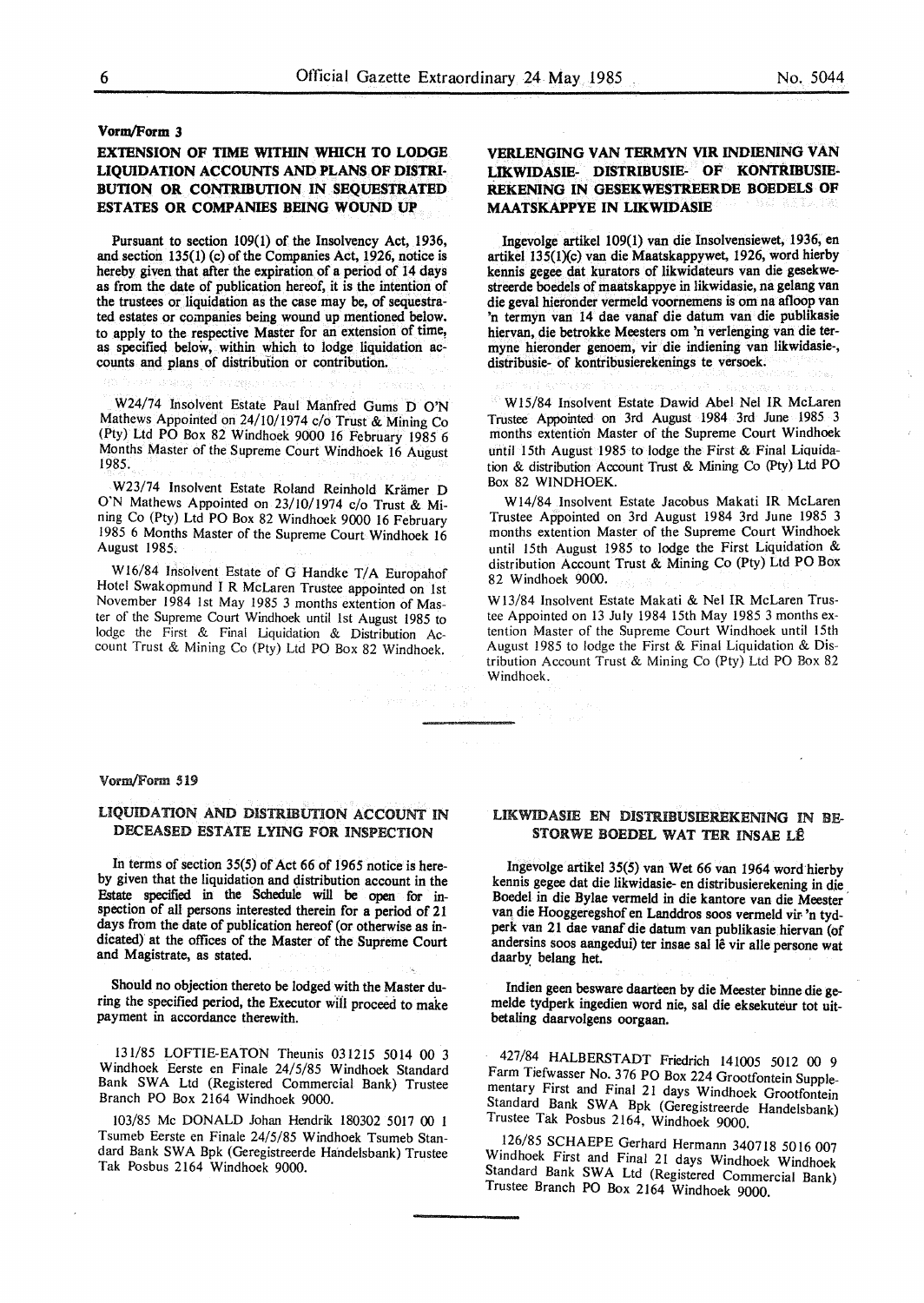**Vorm/Form 3**

### EXTENSION OF TIME WITHIN WHICH TO LODGE LIQUIDATION ACCOUNTS AND PLANS OF DISTRIBUTION OR CONTRIBUTION IN SEQUESTRATED ESTATES OR COMPANIES BEING WOUND UP

Pursuant to section 109(1) of the Insolvency Act, 1936, and section 135(1) (c) of the Companies Act, 1926, notice is hereby given that after the expiration of a period of 14 days as from the date of publication hereof, it is the intention of the trustees or liquidation as the case may be, of sequestrated estates or companies being wound up mentioned below. to apply to the respective Master for an extension of time, as specified below, within which to lodge liquidation accounts and plans of distribution or contribution.

W24/74 Insolvent Estate Paul Manfred Gums D O'N Mathews Appointed on 24/10/1974 c/o Trust & Mining Co (Pty) Ltd PO Box 82 Windhoek 9000 16 February 1985 6 Months Master of the Supreme Court Windhoek 16 August 1985.

W23/74 Insolvent Estate Roland Reinhold Krämer D O'N Mathews Appointed on 23/10/1974 c/o Trust & Mining Co (Pty) Ltd PO Box 82 Windhoek 9000 16 February 1985 6 Months Master of the Supreme Court Windhoek 16 August 1985.

W16/84 Insolvent Estate of G Handke T/A Europahof Hotel Swakopmund I R McLaren Trustee appointed on 1st November 1984 1st May 1985 3 months extension of Master of the Supreme Court Windhoek until 1st August 1985 to lodge the First & Final Liquidation & Distribution Account Trust & Mining Co (Pty) Ltd PO Box 82 Windhoek.

### VERLENGING VAN TERMYN VIR INDIENING VAN LIKWIDASIE- DISTRIBUSIE- OF KONTRIBUSIEREKENING IN GESEKWESTREERDE BOEDELS OF MAATSKAPPYE IN LIKWIDASIE

Ingevolge artikel 109(1) van die Insolvensiewet, 1936, en artikel 135(1)(c) van die Maatskappywet, 1926, word hierby kennis gegee dat kurators of likwidateurs van die gesekwestreerde boedels of maatskappye in likwidasie, na gelang van die geval hieronder vermeld voornemens is om na afloop van 'n termyn van 14 dae vanaf die datum van die publikasie hiervan, die betrokke Meesters om 'n verlenging van die termyne hieronder genoem, vir die indiening van likwidasie-, distribusie- of kontribusierekenings te versoek.

W15/84 Insolvent Estate Dawid Abel Nel IR McLaren Trustee Appointed on 3rd August 1984 3rd June 1985 3 months extention Master of the Supreme Court Windhoek until 15th August 1985 to lodge the First & Final Liquidation & distribution Account Trust & Mining Co (Pty) Ltd PO Box 82 WINDHOEK.

W14/84 Insolvent Estate Jacobus Makati IR McLaren Trustee Appointed on 3rd August 1984 3rd June 1985 3 months extention Master of the Supreme Court Windhoek until 15th August 1985 to lodge the First Liquidation & distribution Account Trust & Mining Co (Pty) Ltd PO Box 82 Windhoek 9000.

W13/84 Insolvent Estate Makati & Nel IR McLaren Trustee Appointed on 13 July 1984 15th May 1985 3 months extention Master of the Supreme Court Windhoek until 15th August 1985 to lodge the First & Final Liquidation & Distribution Account Trust & Mining Co (Pty) Ltd PO Box 82 Windhoek.

---

**Vorm/Form 519**

### LIQUIDATION AND DISTRIBUTION ACCOUNT IN DECEASED ESTATE LYING FOR INSPECTION

In terms of section 35(5) of Act 66 of 1965 notice is hereby given that the liquidation and distribution account in the Estate specified in the Schedule will be open for inspection of all persons interested therein for a period of 21 days from the date of publication hereof (or otherwise as indicated) at the offices of the Master of the Supreme Court and Magistrate, as stated.

Should no objection thereto be lodged with the Master during the specified period, the Executor will proceed to make payment in accordance therewith.

131/85 LOFTIE-EATON Theunis 031215 5014 00 3 Windhoek Eerste en Finale 24/5/85 Windhoek Standard Bank SWA Ltd (Registered Commercial Bank) Trustee Branch PO Box 2164 Windhoek 9000.

103/85 Mc DONALD Johan Hendrik 180302 5017 00 1 Tsumeb Eerste en Finale 24/5/85 Windhoek Tsumeb Standard Bank SWA Bpk (Geregistreerde Handelsbank) Trustee Tak Posbus 2164 Windhoek 9000.

### LIKWIDASIE EN DISTRIBUSIEREKENING IN BESTORWE BOEDEL WAT TER INSAE LÊ

Ingevolge artikel 35(5) van Wet 66 van 1964 word hierby kennis gegee dat die likwidasie- en distribusierekening in die Boedel in die Bylae vermeld in die kantore van die Meester van die Hooggeregshof en Landdros soos vermeld vir 'n tydperk van 21 dae vanaf die datum van publikasie hiervan (of andersins soos aangedui) ter insae sal lê vir alle persone wat daarby belang het.

Indien geen besware daarteen by die Meester binne die gemelde tydperk ingedien word nie, sal die eksekuteur tot uitbetaling daarvolgens oorgaan.

427/84 HALBERSTADT Friedrich 141005 5012 00 9 Farm Tiefwasser No. 376 PO Box 224 Grootfontein Supplementary First and Final 21 days Windhoek Grootfontein Standard Bank SWA Bpk (Geregistreerde Handelsbank) Trustee Tak Posbus 2164, Windhoek 9000.

126/85 SCHAEPE Gerhard Hermann 340718 5016 007 Windhoek First and Final 21 days Windhoek Windhoek Standard Bank SWA Ltd (Registered Commercial Bank) Trustee Branch PO Box 2164 Windhoek 9000.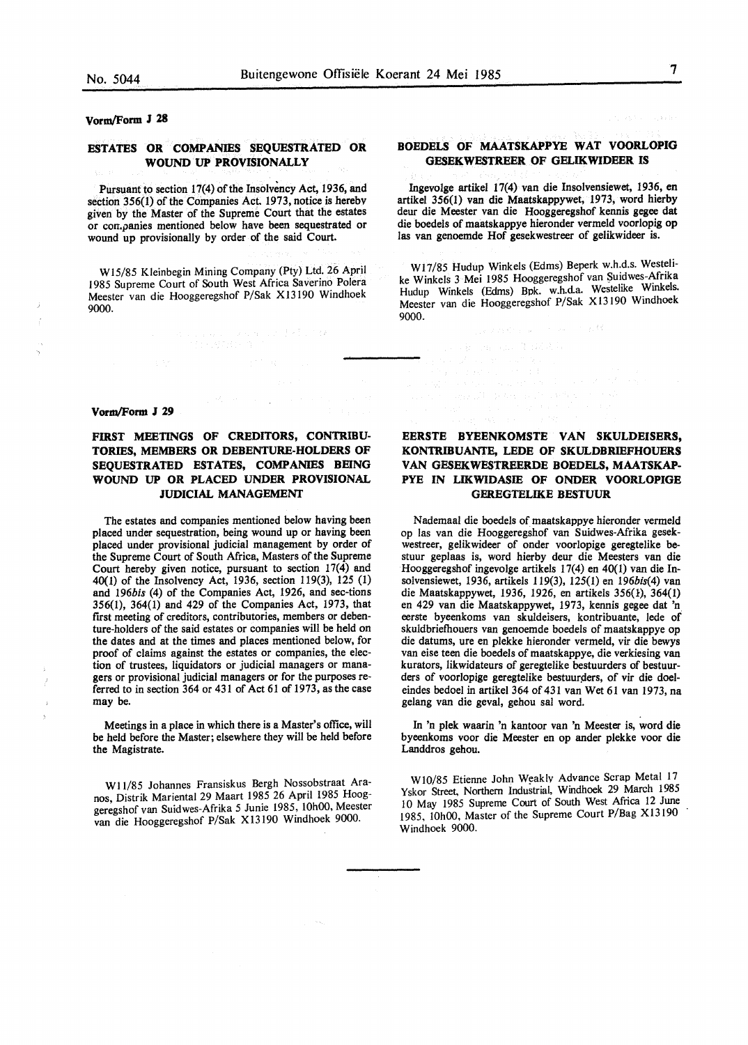**Vorm/Form J 28**

## ESTATES OR COMPANIES SEQUESTRATED OR WOUND UP PROVISIONALLY

Pursuant to section 17(4) of the Insolvency Act, 1936, and section 356(1) of the Companies Act. 1973, notice is hereby given by the Master of the Supreme Court that the estates or companies mentioned below have been sequestrated or wound up provisionally by order of the said Court.

W15/85 Kleinbegin Mining Company (Pty) Ltd. 26 April 1985 Supreme Court of South West Africa Saverino Polera Meester van die Hooggeregshof P/Sak X13190 Windhoek 9000.

## BOEDELS OF MAATSKAPPYE WAT VOORLOPIG GESEKWESTREER OF GELIKWIDEER IS

Ingevolge artikel 17(4) van die Insolvensiewet, 1936, en artikel 356(1) van die Maatskappywet, 1973, word hierby deur die Meester van die Hooggeregshof kennis gegee dat die boedels of maatskappye hieronder vermeld voorlopig op las van genoemde Hof gesekwestreer of gelikwideer is.

W17/85 Hudup Winkels (Edms) Beperk w.h.d.s. Westelike Winkels 3 Mei 1985 Hooggeregshof van Suidwes-Afrika Hudup Winkels (Edms) Bpk. w.h.d.a. Westelike Winkels. Meester van die Hooggeregshof P/Sak X13190 Windhoek 9000.

---

**Vorm/Form J 29**

## FIRST MEETINGS OF CREDITORS, CONTRIBUTORIES, MEMBERS OR DEBENTURE-HOLDERS OF SEQUESTRATED ESTATES, COMPANIES BEING WOUND UP OR PLACED UNDER PROVISIONAL JUDICIAL MANAGEMENT

The estates and companies mentioned below having been placed under sequestration, being wound up or having been placed under provisional judicial management by order of the Supreme Court of South Africa, Masters of the Supreme Court hereby given notice, pursuant to section 17(4) and 40(1) of the Insolvency Act, 1936, section 119(3), 125 (1) and 196*bis* (4) of the Companies Act, 1926, and sec-tions 356(1), 364(1) and 429 of the Companies Act, 1973, that first meeting of creditors, contributories, members or debenture-holders of the said estates or companies will be held on the dates and at the times and places mentioned below, for proof of claims against the estates or companies, the election of trustees, liquidators or judicial managers or managers or provisional judicial managers or for the purposes referred to in section 364 or 431 of Act 61 of 1973, as the case may be.

Meetings in a place in which there is a Master's office, will be held before the Master; elsewhere they will be held before the Magistrate.

W11/85 Johannes Fransiskus Bergh Nossobstraat Aranos, Distrik Mariental 29 Maart 1985 26 April 1985 Hooggeregshof van Suidwes-Afrika 5 Junie 1985, 10h00, Meester van die Hooggeregshof P/Sak X13190 Windhoek 9000.

## EERSTE BYEENKOMSTE VAN SKULDEISERS, KONTRIBUANTE, LEDE OF SKULDBRIEFHOUERS VAN GESEKWESTREERDE BOEDELS, MAATSKAPPYE IN LIKWIDASIE OF ONDER VOORLOPIGE GEREGTELIKE BESTUUR

Nademaal die boedels of maatskappye hieronder vermeld op las van die Hooggeregshof van Suidwes-Afrika gesekwestreer, gelikwideer of onder voorlopige geregtelike bestuur geplaas is, word hierby deur die Meesters van die Hooggeregshof ingevolge artikels 17(4) en 40(1) van die Insolvensiewet, 1936, artikels 119(3), 125(1) en 196*bis*(4) van die Maatskappywet, 1936, 1926, en artikels 356(1), 364(1) en 429 van die Maatskappywet, 1973, kennis gegee dat 'n eerste byeenkoms van skuldeisers, kontribuante, lede of skuldbriefhouers van genoemde boedels of maatskappye op die datums, ure en plekke hieronder vermeld, vir die bewys van eise teen die boedels of maatskappye, die verkiesing van kurators, likwidateurs of geregtelike bestuurders of bestuurders of voorlopige geregtelike bestuurders, of vir die doeleindes bedoel in artikel 364 of 431 van Wet 61 van 1973, na gelang van die geval, gehou sal word.

In 'n plek waarin 'n kantoor van 'n Meester is, word die byeenkoms voor die Meester en op ander plekke voor die Landdros gehou.

W10/85 Etienne John Weakly Advance Scrap Metal 17 Yskor Street, Northern Industrial, Windhoek 29 March 1985 10 May 1985 Supreme Court of South West Africa 12 June 1985, 10h00, Master of the Supreme Court P/Bag X13190 Windhoek 9000.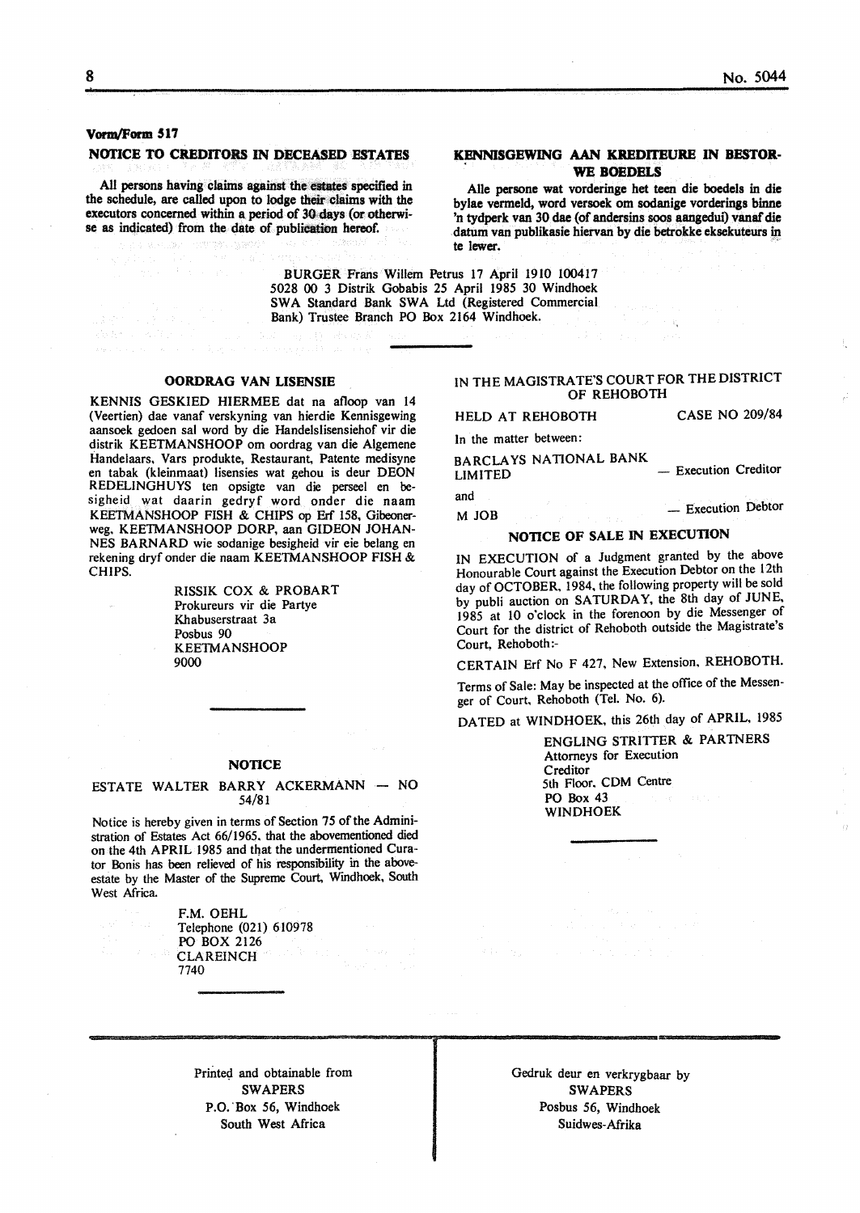**Vorm/Form 517**

## NOTICE TO CREDITORS IN DECEASED ESTATES

All persons having claims against the estates specified in the schedule, are called upon to lodge their claims with the executors concerned within a period of 30 days (or otherwise as indicated) from the date of publication hereof.

## KENNISGEWING AAN KREDITEURE IN BESTORWE BOEDELS

Alle persone wat vorderinge het teen die boedels in die bylae vermeld, word versoek om sodanige vorderings binne 'n tydperk van 30 dae (of andersins soos aangedui) vanaf die datum van publikasie hiervan by die betrokke eksekuteurs in te lewer.

BURGER Frans Willem Petrus 17 April 1910 100417 5028 00 3 Distrik Gobabis 25 April 1985 30 Windhoek SWA Standard Bank SWA Ltd (Registered Commercial Bank) Trustee Branch PO Box 2164 Windhoek.

---

### OORDRAG VAN LISENSIE

KENNIS GESKIED HIERMEE dat na afloop van 14 (Veertien) dae vanaf verskyning van hierdie Kennisgewing aansoek gedoen sal word by die Handelslisensiehof vir die distrik KEETMANSHOOP om oordrag van die Algemene Handelaars, Vars produkte, Restaurant, Patente medisyne en tabak (kleinmaat) lisensies wat gehou is deur DEON REDELINGHUYS ten opsigte van die perseel en besigheid wat daarin gedryf word onder die naam KEETMANSHOOP FISH & CHIPS op Erf 158, Gibeonerweg, KEETMANSHOOP DORP, aan GIDEON JOHANNES BARNARD wie sodanige besigheid vir eie belang en rekening dryf onder die naam KEETMANSHOOP FISH & CHIPS.

RISSIK COX & PROBART
Prokureurs vir die Partye
Khabuserstraat 3a
Posbus 90
KEETMANSHOOP
9000

---

### NOTICE

ESTATE WALTER BARRY ACKERMANN — NO 54/81

Notice is hereby given in terms of Section 75 of the Administration of Estates Act 66/1965, that the abovementioned died on the 4th APRIL 1985 and that the undermentioned Curator Bonis has been relieved of his responsibility in the above-estate by the Master of the Supreme Court, Windhoek, South West Africa.

F.M. OEHL
Telephone (021) 610978
PO BOX 2126
CLAREINCH
7740

---

### IN THE MAGISTRATE'S COURT FOR THE DISTRICT OF REHOBOTH

HELD AT REHOBOTH — CASE NO 209/84

In the matter between:

BARCLAYS NATIONAL BANK LIMITED — Execution Creditor

and

M JOB — Execution Debtor

### NOTICE OF SALE IN EXECUTION

IN EXECUTION of a Judgment granted by the above Honourable Court against the Execution Debtor on the 12th day of OCTOBER, 1984, the following property will be sold by publi auction on SATURDAY, the 8th day of JUNE, 1985 at 10 o'clock in the forenoon by die Messenger of Court for the district of Rehoboth outside the Magistrate's Court, Rehoboth:-

CERTAIN Erf No F 427, New Extension, REHOBOTH.

Terms of Sale: May be inspected at the office of the Messenger of Court, Rehoboth (Tel. No. 6).

DATED at WINDHOEK, this 26th day of APRIL, 1985

ENGLING STRITTER & PARTNERS
Attorneys for Execution Creditor
5th Floor, CDM Centre
PO Box 43
WINDHOEK

---

Printed and obtainable from
SWAPERS
P.O. Box 56, Windhoek
South West Africa

Gedruk deur en verkrygbaar by
SWAPERS
Posbus 56, Windhoek
Suidwes-Afrika